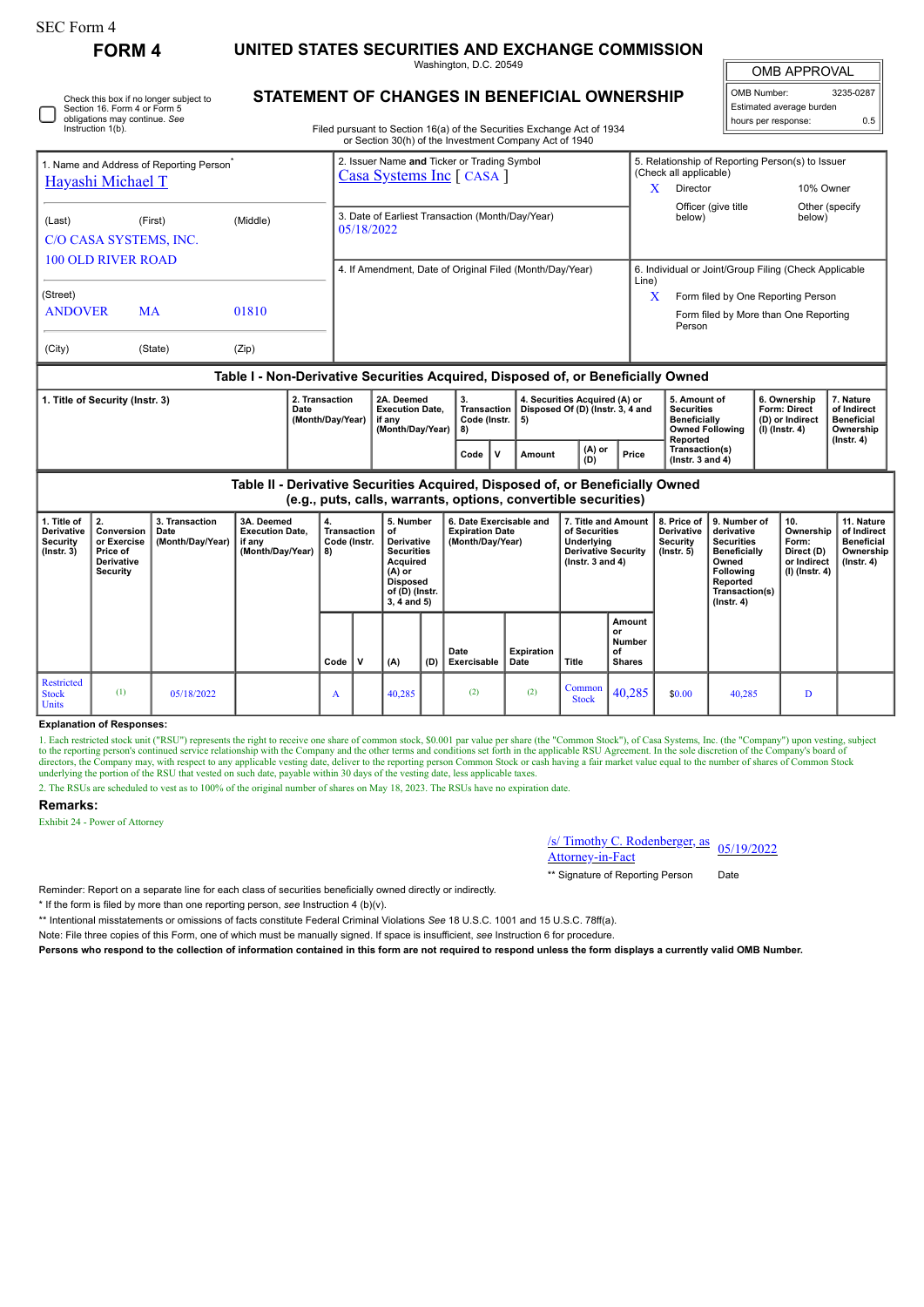SEC Form 4

# FORM 4

## UNITED STATES SECURITIES AND EXCHANGE COMMISSION

Washington, D.C. 20549

## STATEMENT OF CHANGES IN BENEFICIAL OWNERSHIP

Filed pursuant to Section 16(a) of the Securities Exchange Act of 1934 or Section 30(h) of the Investment Company Act of 1940

| OMB APPROVAL | |
|---|---|
| OMB Number: | 3235-0287 |
| Estimated average burden | |
| hours per response: | 0.5 |

☐ Check this box if no longer subject to Section 16. Form 4 or Form 5 obligations may continue. *See* Instruction 1(b).

| 1. Name and Address of Reporting Person* | 2. Issuer Name **and** Ticker or Trading Symbol | 5. Relationship of Reporting Person(s) to Issuer (Check all applicable) |
|---|---|---|
| Hayashi Michael T | Casa Systems Inc [ CASA ] | X Director; 10% Owner; Officer (give title below); Other (specify below) |
| (Last) (First) (Middle) C/O CASA SYSTEMS, INC. 100 OLD RIVER ROAD | 3. Date of Earliest Transaction (Month/Day/Year) 05/18/2022 | |
| (Street) ANDOVER MA 01810 | 4. If Amendment, Date of Original Filed (Month/Day/Year) | 6. Individual or Joint/Group Filing (Check Applicable Line) X Form filed by One Reporting Person; Form filed by More than One Reporting Person |
| (City) (State) (Zip) | | |

### Table I - Non-Derivative Securities Acquired, Disposed of, or Beneficially Owned

| 1. Title of Security (Instr. 3) | 2. Transaction Date (Month/Day/Year) | 2A. Deemed Execution Date, if any (Month/Day/Year) | 3. Transaction Code (Instr. 8) | | 4. Securities Acquired (A) or Disposed Of (D) (Instr. 3, 4 and 5) | | | 5. Amount of Securities Beneficially Owned Following Reported Transaction(s) (Instr. 3 and 4) | 6. Ownership Form: Direct (D) or Indirect (I) (Instr. 4) | 7. Nature of Indirect Beneficial Ownership (Instr. 4) |
|---|---|---|---|---|---|---|---|---|---|---|
| | | | Code | V | Amount | (A) or (D) | Price | | | |

### Table II - Derivative Securities Acquired, Disposed of, or Beneficially Owned (e.g., puts, calls, warrants, options, convertible securities)

| 1. Title of Derivative Security (Instr. 3) | 2. Conversion or Exercise Price of Derivative Security | 3. Transaction Date (Month/Day/Year) | 3A. Deemed Execution Date, if any (Month/Day/Year) | 4. Transaction Code (Instr. 8) | | 5. Number of Derivative Securities Acquired (A) or Disposed of (D) (Instr. 3, 4 and 5) | | 6. Date Exercisable and Expiration Date (Month/Day/Year) | | 7. Title and Amount of Securities Underlying Derivative Security (Instr. 3 and 4) | | 8. Price of Derivative Security (Instr. 5) | 9. Number of derivative Securities Beneficially Owned Following Reported Transaction(s) (Instr. 4) | 10. Ownership Form: Direct (D) or Indirect (I) (Instr. 4) | 11. Nature of Indirect Beneficial Ownership (Instr. 4) |
|---|---|---|---|---|---|---|---|---|---|---|---|---|---|---|---|
| | | | | Code | V | (A) | (D) | Date Exercisable | Expiration Date | Title | Amount or Number of Shares | | | | |
| Restricted Stock Units | (1) | 05/18/2022 | | A | | 40,285 | | (2) | (2) | Common Stock | 40,285 | $0.00 | 40,285 | D | |

**Explanation of Responses:**

1. Each restricted stock unit ("RSU") represents the right to receive one share of common stock, $0.001 par value per share (the "Common Stock"), of Casa Systems, Inc. (the "Company") upon vesting, subject to the reporting person's continued service relationship with the Company and the other terms and conditions set forth in the applicable RSU Agreement. In the sole discretion of the Company's board of directors, the Company may, with respect to any applicable vesting date, deliver to the reporting person Common Stock or cash having a fair market value equal to the number of shares of Common Stock underlying the portion of the RSU that vested on such date, payable within 30 days of the vesting date, less applicable taxes.

2. The RSUs are scheduled to vest as to 100% of the original number of shares on May 18, 2023. The RSUs have no expiration date.

**Remarks:**

Exhibit 24 - Power of Attorney

/s/ Timothy C. Rodenberger, as Attorney-in-Fact — 05/19/2022

** Signature of Reporting Person — Date

Reminder: Report on a separate line for each class of securities beneficially owned directly or indirectly.

\* If the form is filed by more than one reporting person, *see* Instruction 4 (b)(v).

** Intentional misstatements or omissions of facts constitute Federal Criminal Violations *See* 18 U.S.C. 1001 and 15 U.S.C. 78ff(a).

Note: File three copies of this Form, one of which must be manually signed. If space is insufficient, *see* Instruction 6 for procedure.

**Persons who respond to the collection of information contained in this form are not required to respond unless the form displays a currently valid OMB Number.**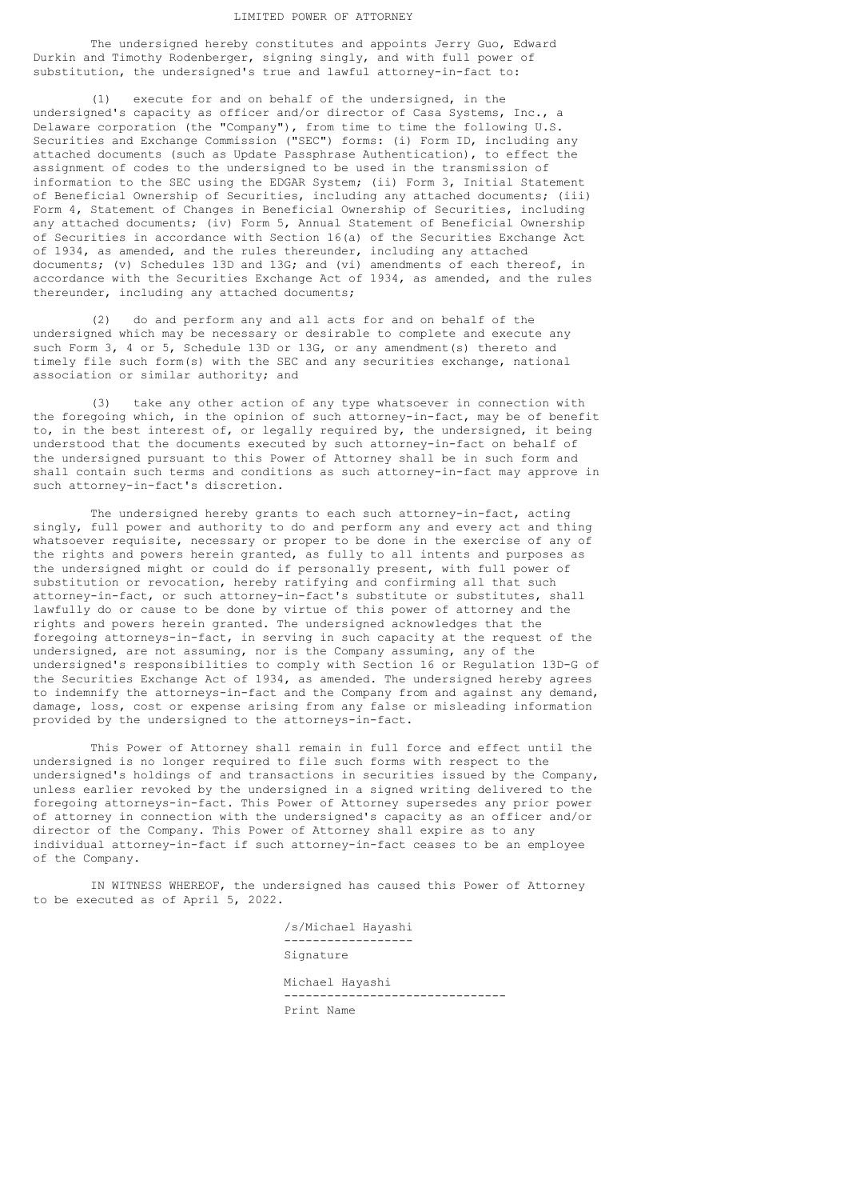# LIMITED POWER OF ATTORNEY

The undersigned hereby constitutes and appoints Jerry Guo, Edward Durkin and Timothy Rodenberger, signing singly, and with full power of substitution, the undersigned's true and lawful attorney-in-fact to:

(1) execute for and on behalf of the undersigned, in the undersigned's capacity as officer and/or director of Casa Systems, Inc., a Delaware corporation (the "Company"), from time to time the following U.S. Securities and Exchange Commission ("SEC") forms: (i) Form ID, including any attached documents (such as Update Passphrase Authentication), to effect the assignment of codes to the undersigned to be used in the transmission of information to the SEC using the EDGAR System; (ii) Form 3, Initial Statement of Beneficial Ownership of Securities, including any attached documents; (iii) Form 4, Statement of Changes in Beneficial Ownership of Securities, including any attached documents; (iv) Form 5, Annual Statement of Beneficial Ownership of Securities in accordance with Section 16(a) of the Securities Exchange Act of 1934, as amended, and the rules thereunder, including any attached documents; (v) Schedules 13D and 13G; and (vi) amendments of each thereof, in accordance with the Securities Exchange Act of 1934, as amended, and the rules thereunder, including any attached documents;

(2) do and perform any and all acts for and on behalf of the undersigned which may be necessary or desirable to complete and execute any such Form 3, 4 or 5, Schedule 13D or 13G, or any amendment(s) thereto and timely file such form(s) with the SEC and any securities exchange, national association or similar authority; and

(3) take any other action of any type whatsoever in connection with the foregoing which, in the opinion of such attorney-in-fact, may be of benefit to, in the best interest of, or legally required by, the undersigned, it being understood that the documents executed by such attorney-in-fact on behalf of the undersigned pursuant to this Power of Attorney shall be in such form and shall contain such terms and conditions as such attorney-in-fact may approve in such attorney-in-fact's discretion.

The undersigned hereby grants to each such attorney-in-fact, acting singly, full power and authority to do and perform any and every act and thing whatsoever requisite, necessary or proper to be done in the exercise of any of the rights and powers herein granted, as fully to all intents and purposes as the undersigned might or could do if personally present, with full power of substitution or revocation, hereby ratifying and confirming all that such attorney-in-fact, or such attorney-in-fact's substitute or substitutes, shall lawfully do or cause to be done by virtue of this power of attorney and the rights and powers herein granted. The undersigned acknowledges that the foregoing attorneys-in-fact, in serving in such capacity at the request of the undersigned, are not assuming, nor is the Company assuming, any of the undersigned's responsibilities to comply with Section 16 or Regulation 13D-G of the Securities Exchange Act of 1934, as amended. The undersigned hereby agrees to indemnify the attorneys-in-fact and the Company from and against any demand, damage, loss, cost or expense arising from any false or misleading information provided by the undersigned to the attorneys-in-fact.

This Power of Attorney shall remain in full force and effect until the undersigned is no longer required to file such forms with respect to the undersigned's holdings of and transactions in securities issued by the Company, unless earlier revoked by the undersigned in a signed writing delivered to the foregoing attorneys-in-fact. This Power of Attorney supersedes any prior power of attorney in connection with the undersigned's capacity as an officer and/or director of the Company. This Power of Attorney shall expire as to any individual attorney-in-fact if such attorney-in-fact ceases to be an employee of the Company.

IN WITNESS WHEREOF, the undersigned has caused this Power of Attorney to be executed as of April 5, 2022.

/s/Michael Hayashi
Signature

Michael Hayashi
Print Name